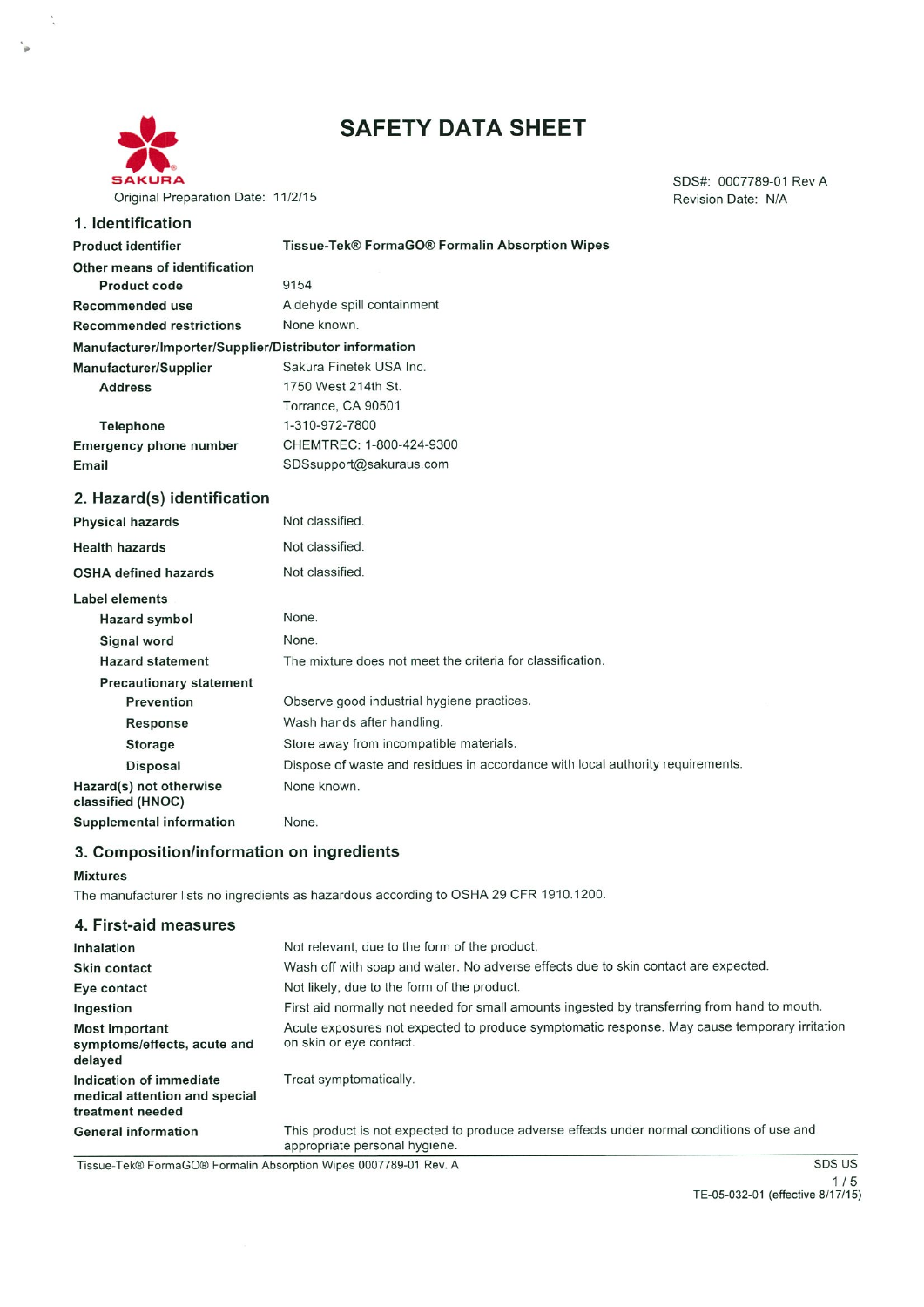SAKURA

# SAFETY DATA SHEET

Original Preparation Date: 11/2/15

SDS#: 0007789-01 Rev A
Revision Date: N/A

## 1. Identification

| | |
|---|---|
| **Product identifier** | **Tissue-Tek® FormaGO® Formalin Absorption Wipes** |
| **Other means of identification** | |
| **Product code** | 9154 |
| **Recommended use** | Aldehyde spill containment |
| **Recommended restrictions** | None known. |

**Manufacturer/Importer/Supplier/Distributor information**

| | |
|---|---|
| **Manufacturer/Supplier** | Sakura Finetek USA Inc. |
| **Address** | 1750 West 214th St.<br>Torrance, CA 90501 |
| **Telephone** | 1-310-972-7800 |
| **Emergency phone number** | CHEMTREC: 1-800-424-9300 |
| **Email** | SDSsupport@sakuraus.com |

## 2. Hazard(s) identification

| | |
|---|---|
| **Physical hazards** | Not classified. |
| **Health hazards** | Not classified. |
| **OSHA defined hazards** | Not classified. |

**Label elements**

| | |
|---|---|
| **Hazard symbol** | None. |
| **Signal word** | None. |
| **Hazard statement** | The mixture does not meet the criteria for classification. |

**Precautionary statement**

| | |
|---|---|
| **Prevention** | Observe good industrial hygiene practices. |
| **Response** | Wash hands after handling. |
| **Storage** | Store away from incompatible materials. |
| **Disposal** | Dispose of waste and residues in accordance with local authority requirements. |
| **Hazard(s) not otherwise classified (HNOC)** | None known. |
| **Supplemental information** | None. |

## 3. Composition/information on ingredients

**Mixtures**

The manufacturer lists no ingredients as hazardous according to OSHA 29 CFR 1910.1200.

## 4. First-aid measures

| | |
|---|---|
| **Inhalation** | Not relevant, due to the form of the product. |
| **Skin contact** | Wash off with soap and water. No adverse effects due to skin contact are expected. |
| **Eye contact** | Not likely, due to the form of the product. |
| **Ingestion** | First aid normally not needed for small amounts ingested by transferring from hand to mouth. |
| **Most important symptoms/effects, acute and delayed** | Acute exposures not expected to produce symptomatic response. May cause temporary irritation on skin or eye contact. |
| **Indication of immediate medical attention and special treatment needed** | Treat symptomatically. |
| **General information** | This product is not expected to produce adverse effects under normal conditions of use and appropriate personal hygiene. |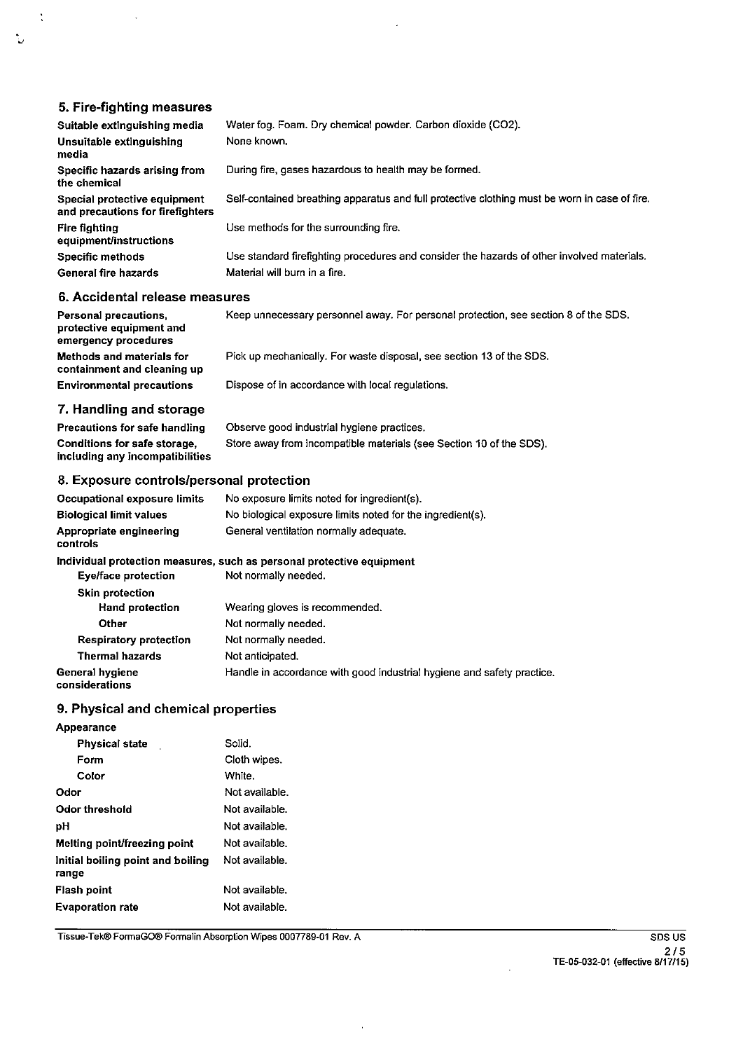## 5. Fire-fighting measures

| | |
|---|---|
| **Suitable extinguishing media** | Water fog. Foam. Dry chemical powder. Carbon dioxide ($CO_2$). |
| **Unsuitable extinguishing media** | None known. |
| **Specific hazards arising from the chemical** | During fire, gases hazardous to health may be formed. |
| **Special protective equipment and precautions for firefighters** | Self-contained breathing apparatus and full protective clothing must be worn in case of fire. |
| **Fire fighting equipment/instructions** | Use methods for the surrounding fire. |
| **Specific methods** | Use standard firefighting procedures and consider the hazards of other involved materials. |
| **General fire hazards** | Material will burn in a fire. |

## 6. Accidental release measures

| | |
|---|---|
| **Personal precautions, protective equipment and emergency procedures** | Keep unnecessary personnel away. For personal protection, see section 8 of the SDS. |
| **Methods and materials for containment and cleaning up** | Pick up mechanically. For waste disposal, see section 13 of the SDS. |
| **Environmental precautions** | Dispose of in accordance with local regulations. |

## 7. Handling and storage

| | |
|---|---|
| **Precautions for safe handling** | Observe good industrial hygiene practices. |
| **Conditions for safe storage, including any incompatibilities** | Store away from incompatible materials (see Section 10 of the SDS). |

## 8. Exposure controls/personal protection

| | |
|---|---|
| **Occupational exposure limits** | No exposure limits noted for ingredient(s). |
| **Biological limit values** | No biological exposure limits noted for the ingredient(s). |
| **Appropriate engineering controls** | General ventilation normally adequate. |

**Individual protection measures, such as personal protective equipment**

| | |
|---|---|
| **Eye/face protection** | Not normally needed. |
| **Skin protection** | |
| **Hand protection** | Wearing gloves is recommended. |
| **Other** | Not normally needed. |
| **Respiratory protection** | Not normally needed. |
| **Thermal hazards** | Not anticipated. |
| **General hygiene considerations** | Handle in accordance with good industrial hygiene and safety practice. |

## 9. Physical and chemical properties

| | |
|---|---|
| **Appearance** | |
| **Physical state** | Solid. |
| **Form** | Cloth wipes. |
| **Color** | White. |
| **Odor** | Not available. |
| **Odor threshold** | Not available. |
| **pH** | Not available. |
| **Melting point/freezing point** | Not available. |
| **Initial boiling point and boiling range** | Not available. |
| **Flash point** | Not available. |
| **Evaporation rate** | Not available. |

Tissue-Tek® FormaGO® Formalin Absorption Wipes 0007789-01 Rev. A

TE-05-032-01 (effective 8/17/15)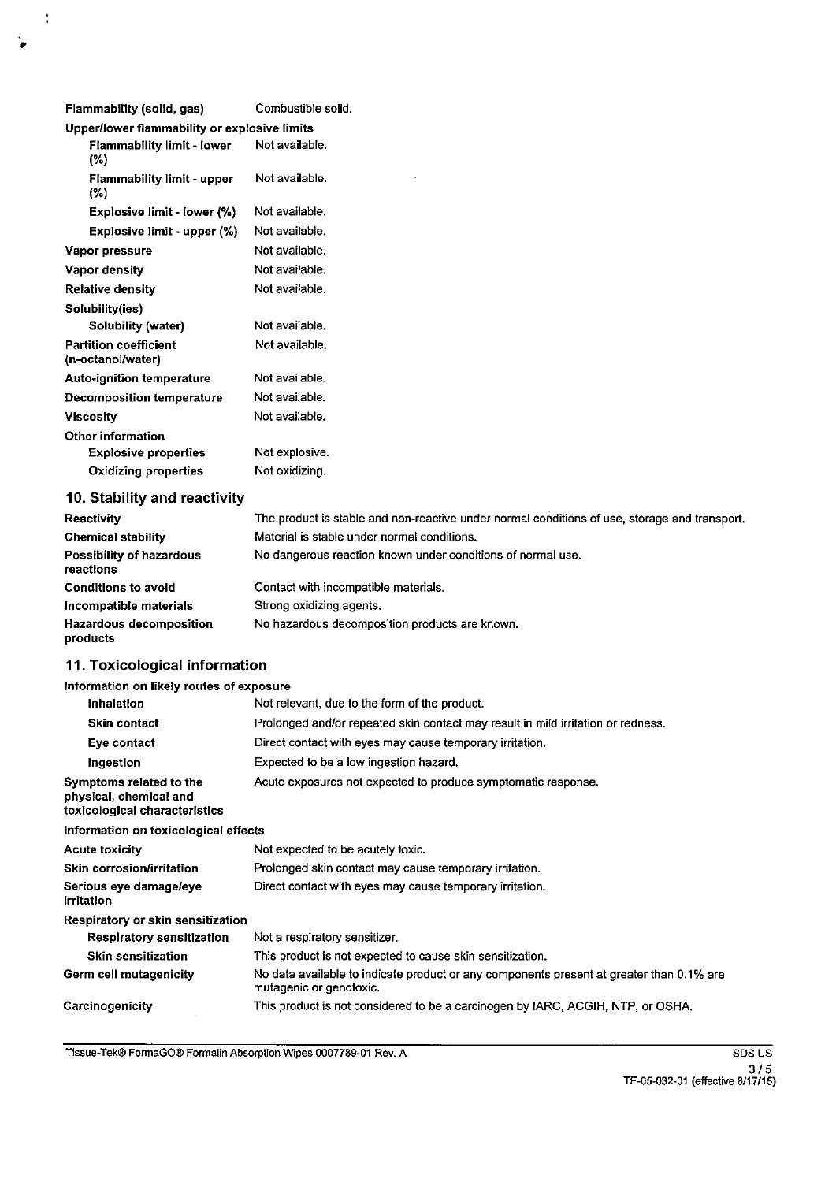| | |
|---|---|
| **Flammability (solid, gas)** | Combustible solid. |
| **Upper/lower flammability or explosive limits** | |
| **Flammability limit - lower (%)** | Not available. |
| **Flammability limit - upper (%)** | Not available. |
| **Explosive limit - lower (%)** | Not available. |
| **Explosive limit - upper (%)** | Not available. |
| **Vapor pressure** | Not available. |
| **Vapor density** | Not available. |
| **Relative density** | Not available. |
| **Solubility(ies)** | |
| **Solubility (water)** | Not available. |
| **Partition coefficient (n-octanol/water)** | Not available. |
| **Auto-ignition temperature** | Not available. |
| **Decomposition temperature** | Not available. |
| **Viscosity** | Not available. |
| **Other information** | |
| **Explosive properties** | Not explosive. |
| **Oxidizing properties** | Not oxidizing. |

## 10. Stability and reactivity

| | |
|---|---|
| **Reactivity** | The product is stable and non-reactive under normal conditions of use, storage and transport. |
| **Chemical stability** | Material is stable under normal conditions. |
| **Possibility of hazardous reactions** | No dangerous reaction known under conditions of normal use. |
| **Conditions to avoid** | Contact with incompatible materials. |
| **Incompatible materials** | Strong oxidizing agents. |
| **Hazardous decomposition products** | No hazardous decomposition products are known. |

## 11. Toxicological information

| | |
|---|---|
| **Information on likely routes of exposure** | |
| **Inhalation** | Not relevant, due to the form of the product. |
| **Skin contact** | Prolonged and/or repeated skin contact may result in mild irritation or redness. |
| **Eye contact** | Direct contact with eyes may cause temporary irritation. |
| **Ingestion** | Expected to be a low ingestion hazard. |
| **Symptoms related to the physical, chemical and toxicological characteristics** | Acute exposures not expected to produce symptomatic response. |
| **Information on toxicological effects** | |
| **Acute toxicity** | Not expected to be acutely toxic. |
| **Skin corrosion/irritation** | Prolonged skin contact may cause temporary irritation. |
| **Serious eye damage/eye irritation** | Direct contact with eyes may cause temporary irritation. |
| **Respiratory or skin sensitization** | |
| **Respiratory sensitization** | Not a respiratory sensitizer. |
| **Skin sensitization** | This product is not expected to cause skin sensitization. |
| **Germ cell mutagenicity** | No data available to indicate product or any components present at greater than 0.1% are mutagenic or genotoxic. |
| **Carcinogenicity** | This product is not considered to be a carcinogen by IARC, ACGIH, NTP, or OSHA. |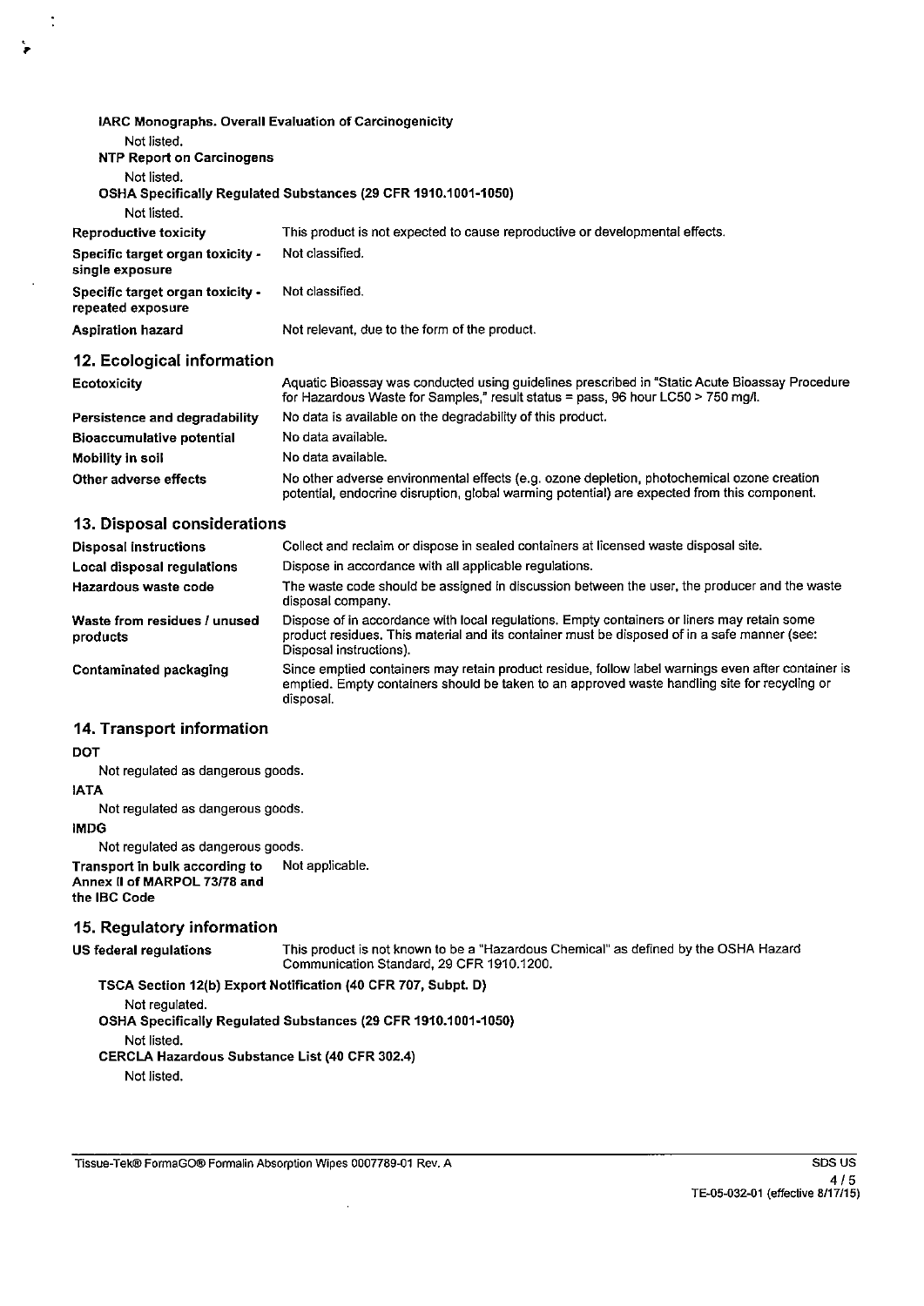**IARC Monographs. Overall Evaluation of Carcinogenicity**

Not listed.

**NTP Report on Carcinogens**

Not listed.

**OSHA Specifically Regulated Substances (29 CFR 1910.1001-1050)**

Not listed.

| | |
|---|---|
| **Reproductive toxicity** | This product is not expected to cause reproductive or developmental effects. |
| **Specific target organ toxicity - single exposure** | Not classified. |
| **Specific target organ toxicity - repeated exposure** | Not classified. |
| **Aspiration hazard** | Not relevant, due to the form of the product. |

## 12. Ecological information

| | |
|---|---|
| **Ecotoxicity** | Aquatic Bioassay was conducted using guidelines prescribed in "Static Acute Bioassay Procedure for Hazardous Waste for Samples," result status = pass, 96 hour LC50 > 750 mg/l. |
| **Persistence and degradability** | No data is available on the degradability of this product. |
| **Bioaccumulative potential** | No data available. |
| **Mobility in soil** | No data available. |
| **Other adverse effects** | No other adverse environmental effects (e.g. ozone depletion, photochemical ozone creation potential, endocrine disruption, global warming potential) are expected from this component. |

## 13. Disposal considerations

| | |
|---|---|
| **Disposal instructions** | Collect and reclaim or dispose in sealed containers at licensed waste disposal site. |
| **Local disposal regulations** | Dispose in accordance with all applicable regulations. |
| **Hazardous waste code** | The waste code should be assigned in discussion between the user, the producer and the waste disposal company. |
| **Waste from residues / unused products** | Dispose of in accordance with local regulations. Empty containers or liners may retain some product residues. This material and its container must be disposed of in a safe manner (see: Disposal instructions). |
| **Contaminated packaging** | Since emptied containers may retain product residue, follow label warnings even after container is emptied. Empty containers should be taken to an approved waste handling site for recycling or disposal. |

## 14. Transport information

**DOT**

Not regulated as dangerous goods.

**IATA**

Not regulated as dangerous goods.

**IMDG**

Not regulated as dangerous goods.

| | |
|---|---|
| **Transport in bulk according to Annex II of MARPOL 73/78 and the IBC Code** | Not applicable. |

## 15. Regulatory information

| | |
|---|---|
| **US federal regulations** | This product is not known to be a "Hazardous Chemical" as defined by the OSHA Hazard Communication Standard, 29 CFR 1910.1200. |

**TSCA Section 12(b) Export Notification (40 CFR 707, Subpt. D)**

Not regulated.

**OSHA Specifically Regulated Substances (29 CFR 1910.1001-1050)**

Not listed.

**CERCLA Hazardous Substance List (40 CFR 302.4)**

Not listed.

Tissue-Tek® FormaGO® Formalin Absorption Wipes 0007789-01 Rev. A

SDS US

TE-05-032-01 (effective 8/17/15)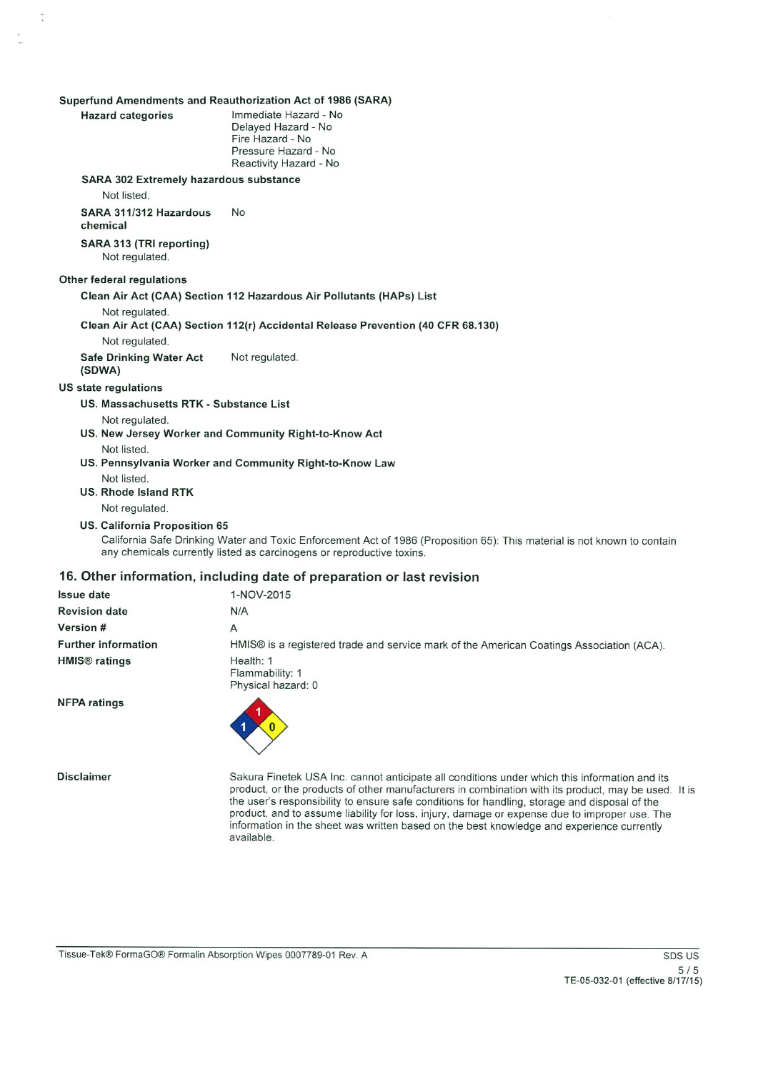**Superfund Amendments and Reauthorization Act of 1986 (SARA)**

**Hazard categories**
Immediate Hazard - No
Delayed Hazard - No
Fire Hazard - No
Pressure Hazard - No
Reactivity Hazard - No

**SARA 302 Extremely hazardous substance**

Not listed.

**SARA 311/312 Hazardous chemical** No

**SARA 313 (TRI reporting)**

Not regulated.

**Other federal regulations**

**Clean Air Act (CAA) Section 112 Hazardous Air Pollutants (HAPs) List**

Not regulated.

**Clean Air Act (CAA) Section 112(r) Accidental Release Prevention (40 CFR 68.130)**

Not regulated.

**Safe Drinking Water Act (SDWA)** Not regulated.

**US state regulations**

**US. Massachusetts RTK - Substance List**

Not regulated.

**US. New Jersey Worker and Community Right-to-Know Act**

Not listed.

**US. Pennsylvania Worker and Community Right-to-Know Law**

Not listed.

**US. Rhode Island RTK**

Not regulated.

**US. California Proposition 65**

California Safe Drinking Water and Toxic Enforcement Act of 1986 (Proposition 65): This material is not known to contain any chemicals currently listed as carcinogens or reproductive toxins.

## 16. Other information, including date of preparation or last revision

**Issue date** 1-NOV-2015

**Revision date** N/A

**Version #** A

**Further information** HMIS® is a registered trade and service mark of the American Coatings Association (ACA).

**HMIS® ratings**
Health: 1
Flammability: 1
Physical hazard: 0

**NFPA ratings**

1
1 0

**Disclaimer** Sakura Finetek USA Inc. cannot anticipate all conditions under which this information and its product, or the products of other manufacturers in combination with its product, may be used. It is the user's responsibility to ensure safe conditions for handling, storage and disposal of the product, and to assume liability for loss, injury, damage or expense due to improper use. The information in the sheet was written based on the best knowledge and experience currently available.